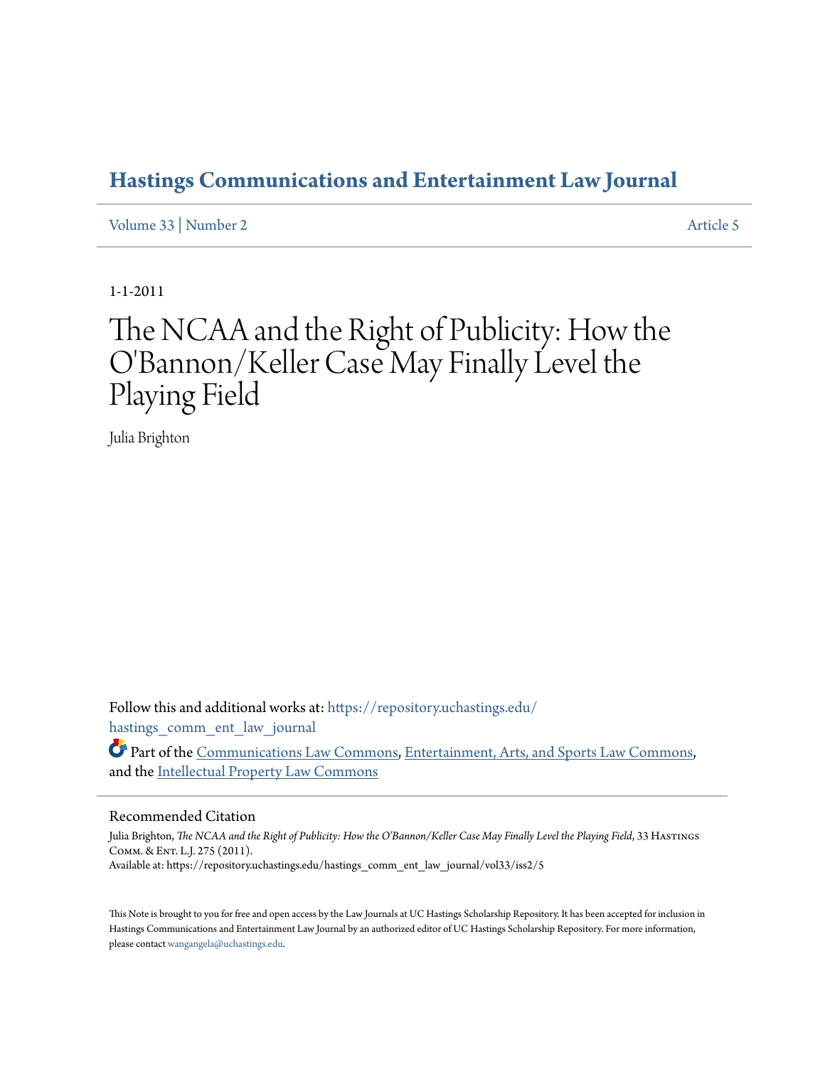# Hastings Communications and Entertainment Law Journal

Volume 33 | Number 2 Article 5

1-1-2011

# The NCAA and the Right of Publicity: How the O'Bannon/Keller Case May Finally Level the Playing Field

Julia Brighton

Follow this and additional works at: https://repository.uchastings.edu/hastings_comm_ent_law_journal

Part of the Communications Law Commons, Entertainment, Arts, and Sports Law Commons, and the Intellectual Property Law Commons

## Recommended Citation

Julia Brighton, *The NCAA and the Right of Publicity: How the O'Bannon/Keller Case May Finally Level the Playing Field*, 33 Hastings Comm. & Ent. L.J. 275 (2011).
Available at: https://repository.uchastings.edu/hastings_comm_ent_law_journal/vol33/iss2/5

This Note is brought to you for free and open access by the Law Journals at UC Hastings Scholarship Repository. It has been accepted for inclusion in Hastings Communications and Entertainment Law Journal by an authorized editor of UC Hastings Scholarship Repository. For more information, please contact wangangela@uchastings.edu.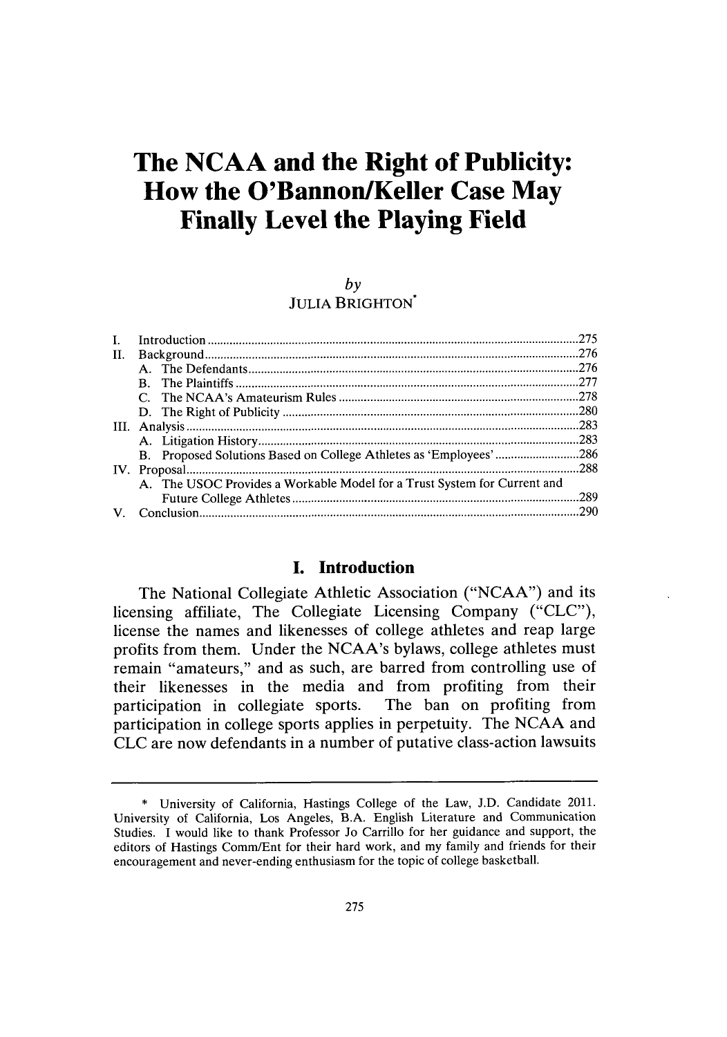# The NCAA and the Right of Publicity: How the O'Bannon/Keller Case May Finally Level the Playing Field

by

JULIA BRIGHTON[*]

| | | |
|---|---|---|
| I. | Introduction | 275 |
| II. | Background | 276 |
| | A. The Defendants | 276 |
| | B. The Plaintiffs | 277 |
| | C. The NCAA's Amateurism Rules | 278 |
| | D. The Right of Publicity | 280 |
| III. | Analysis | 283 |
| | A. Litigation History | 283 |
| | B. Proposed Solutions Based on College Athletes as 'Employees' | 286 |
| IV. | Proposal | 288 |
| | A. The USOC Provides a Workable Model for a Trust System for Current and Future College Athletes | 289 |
| V. | Conclusion | 290 |

## I. Introduction

The National Collegiate Athletic Association ("NCAA") and its licensing affiliate, The Collegiate Licensing Company ("CLC"), license the names and likenesses of college athletes and reap large profits from them. Under the NCAA's bylaws, college athletes must remain "amateurs," and as such, are barred from controlling use of their likenesses in the media and from profiting from their participation in collegiate sports. The ban on profiting from participation in college sports applies in perpetuity. The NCAA and CLC are now defendants in a number of putative class-action lawsuits

---

[*] University of California, Hastings College of the Law, J.D. Candidate 2011. University of California, Los Angeles, B.A. English Literature and Communication Studies. I would like to thank Professor Jo Carrillo for her guidance and support, the editors of Hastings Comm/Ent for their hard work, and my family and friends for their encouragement and never-ending enthusiasm for the topic of college basketball.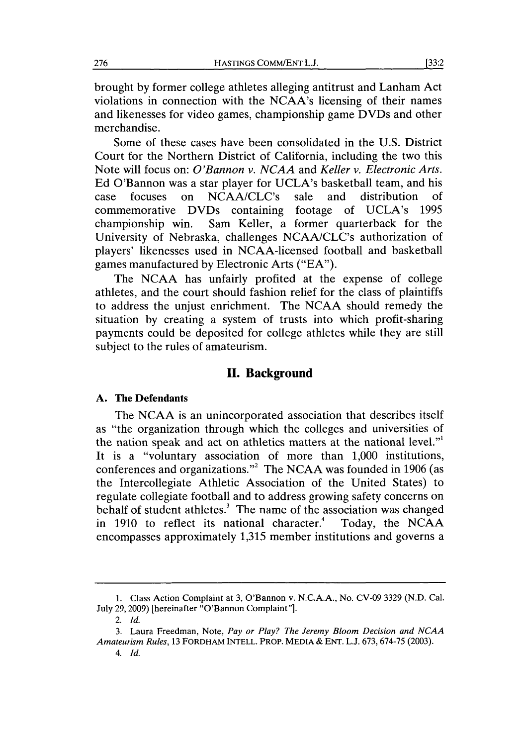brought by former college athletes alleging antitrust and Lanham Act violations in connection with the NCAA's licensing of their names and likenesses for video games, championship game DVDs and other merchandise.

Some of these cases have been consolidated in the U.S. District Court for the Northern District of California, including the two this Note will focus on: *O'Bannon v. NCAA* and *Keller v. Electronic Arts.* Ed O'Bannon was a star player for UCLA's basketball team, and his case focuses on NCAA/CLC's sale and distribution of commemorative DVDs containing footage of UCLA's 1995 championship win. Sam Keller, a former quarterback for the University of Nebraska, challenges NCAA/CLC's authorization of players' likenesses used in NCAA-licensed football and basketball games manufactured by Electronic Arts ("EA").

The NCAA has unfairly profited at the expense of college athletes, and the court should fashion relief for the class of plaintiffs to address the unjust enrichment. The NCAA should remedy the situation by creating a system of trusts into which profit-sharing payments could be deposited for college athletes while they are still subject to the rules of amateurism.

## II. Background

### A. The Defendants

The NCAA is an unincorporated association that describes itself as "the organization through which the colleges and universities of the nation speak and act on athletics matters at the national level."[1] It is a "voluntary association of more than 1,000 institutions, conferences and organizations."[2] The NCAA was founded in 1906 (as the Intercollegiate Athletic Association of the United States) to regulate collegiate football and to address growing safety concerns on behalf of student athletes.[3] The name of the association was changed in 1910 to reflect its national character.[4] Today, the NCAA encompasses approximately 1,315 member institutions and governs a

---

1. Class Action Complaint at 3, O'Bannon v. N.C.A.A., No. CV-09 3329 (N.D. Cal. July 29, 2009) [hereinafter "O'Bannon Complaint"].

2. *Id.*

3. Laura Freedman, Note, *Pay or Play? The Jeremy Bloom Decision and NCAA Amateurism Rules*, 13 FORDHAM INTELL. PROP. MEDIA & ENT. L.J. 673, 674-75 (2003).

4. *Id.*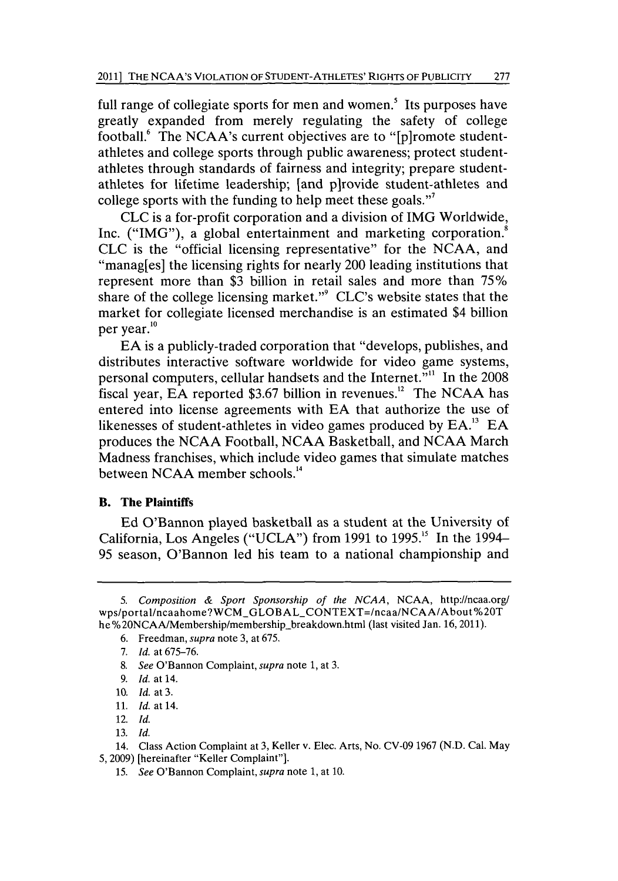full range of collegiate sports for men and women.[5] Its purposes have greatly expanded from merely regulating the safety of college football.[6] The NCAA's current objectives are to "[p]romote student-athletes and college sports through public awareness; protect student-athletes through standards of fairness and integrity; prepare student-athletes for lifetime leadership; [and p]rovide student-athletes and college sports with the funding to help meet these goals."[7]

CLC is a for-profit corporation and a division of IMG Worldwide, Inc. ("IMG"), a global entertainment and marketing corporation.[8] CLC is the "official licensing representative" for the NCAA, and "manag[es] the licensing rights for nearly 200 leading institutions that represent more than $3 billion in retail sales and more than 75% share of the college licensing market."[9] CLC's website states that the market for collegiate licensed merchandise is an estimated $4 billion per year.[10]

EA is a publicly-traded corporation that "develops, publishes, and distributes interactive software worldwide for video game systems, personal computers, cellular handsets and the Internet."[11] In the 2008 fiscal year, EA reported $3.67 billion in revenues.[12] The NCAA has entered into license agreements with EA that authorize the use of likenesses of student-athletes in video games produced by EA.[13] EA produces the NCAA Football, NCAA Basketball, and NCAA March Madness franchises, which include video games that simulate matches between NCAA member schools.[14]

### B. The Plaintiffs

Ed O'Bannon played basketball as a student at the University of California, Los Angeles ("UCLA") from 1991 to 1995.[15] In the 1994–95 season, O'Bannon led his team to a national championship and

---

5. *Composition & Sport Sponsorship of the NCAA*, NCAA, http://ncaa.org/wps/portal/ncaahome?WCM_GLOBAL_CONTEXT=/ncaa/NCAA/About%20The%20NCAA/Membership/membership_breakdown.html (last visited Jan. 16, 2011).

6. Freedman, *supra* note 3, at 675.

7. *Id.* at 675–76.

8. *See* O'Bannon Complaint, *supra* note 1, at 3.

9. *Id.* at 14.

10. *Id.* at 3.

11. *Id.* at 14.

12. *Id.*

13. *Id.*

14. Class Action Complaint at 3, Keller v. Elec. Arts, No. CV-09 1967 (N.D. Cal. May 5, 2009) [hereinafter "Keller Complaint"].

15. *See* O'Bannon Complaint, *supra* note 1, at 10.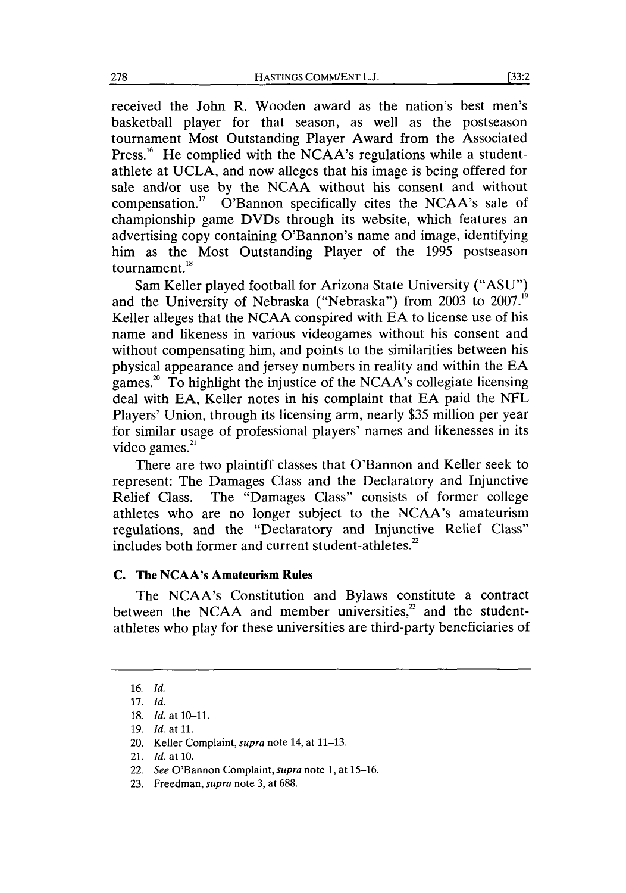received the John R. Wooden award as the nation's best men's basketball player for that season, as well as the postseason tournament Most Outstanding Player Award from the Associated Press.[16] He complied with the NCAA's regulations while a student-athlete at UCLA, and now alleges that his image is being offered for sale and/or use by the NCAA without his consent and without compensation.[17] O'Bannon specifically cites the NCAA's sale of championship game DVDs through its website, which features an advertising copy containing O'Bannon's name and image, identifying him as the Most Outstanding Player of the 1995 postseason tournament.[18]

Sam Keller played football for Arizona State University ("ASU") and the University of Nebraska ("Nebraska") from 2003 to 2007.[19] Keller alleges that the NCAA conspired with EA to license use of his name and likeness in various videogames without his consent and without compensating him, and points to the similarities between his physical appearance and jersey numbers in reality and within the EA games.[20] To highlight the injustice of the NCAA's collegiate licensing deal with EA, Keller notes in his complaint that EA paid the NFL Players' Union, through its licensing arm, nearly $35 million per year for similar usage of professional players' names and likenesses in its video games.[21]

There are two plaintiff classes that O'Bannon and Keller seek to represent: The Damages Class and the Declaratory and Injunctive Relief Class. The "Damages Class" consists of former college athletes who are no longer subject to the NCAA's amateurism regulations, and the "Declaratory and Injunctive Relief Class" includes both former and current student-athletes.[22]

### C. The NCAA's Amateurism Rules

The NCAA's Constitution and Bylaws constitute a contract between the NCAA and member universities,[23] and the student-athletes who play for these universities are third-party beneficiaries of

---

16. *Id.*
17. *Id.*
18. *Id.* at 10–11.
19. *Id.* at 11.
20. Keller Complaint, *supra* note 14, at 11–13.
21. *Id.* at 10.
22. *See* O'Bannon Complaint, *supra* note 1, at 15–16.
23. Freedman, *supra* note 3, at 688.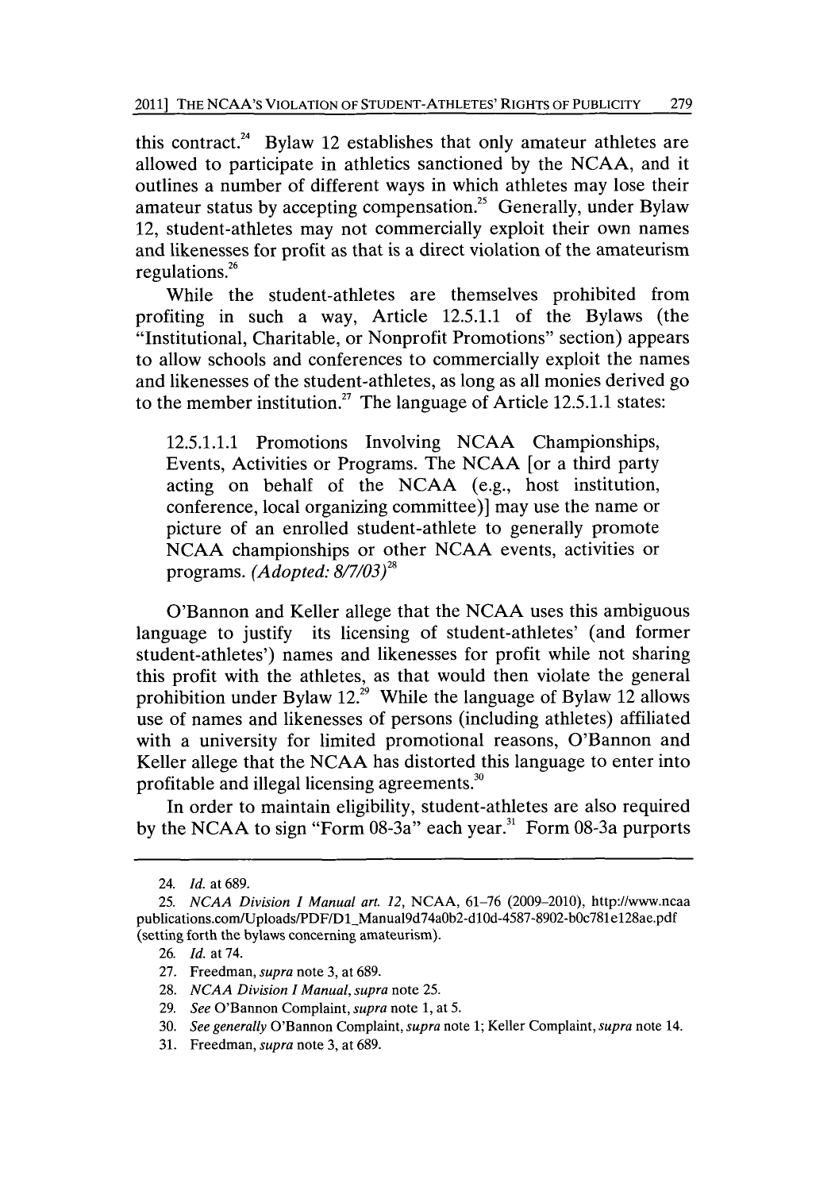this contract.[24] Bylaw 12 establishes that only amateur athletes are allowed to participate in athletics sanctioned by the NCAA, and it outlines a number of different ways in which athletes may lose their amateur status by accepting compensation.[25] Generally, under Bylaw 12, student-athletes may not commercially exploit their own names and likenesses for profit as that is a direct violation of the amateurism regulations.[26]

While the student-athletes are themselves prohibited from profiting in such a way, Article 12.5.1.1 of the Bylaws (the "Institutional, Charitable, or Nonprofit Promotions" section) appears to allow schools and conferences to commercially exploit the names and likenesses of the student-athletes, as long as all monies derived go to the member institution.[27] The language of Article 12.5.1.1 states:

> 12.5.1.1.1 Promotions Involving NCAA Championships, Events, Activities or Programs. The NCAA [or a third party acting on behalf of the NCAA (e.g., host institution, conference, local organizing committee)] may use the name or picture of an enrolled student-athlete to generally promote NCAA championships or other NCAA events, activities or programs. *(Adopted: 8/7/03)*[28]

O'Bannon and Keller allege that the NCAA uses this ambiguous language to justify its licensing of student-athletes' (and former student-athletes') names and likenesses for profit while not sharing this profit with the athletes, as that would then violate the general prohibition under Bylaw 12.[29] While the language of Bylaw 12 allows use of names and likenesses of persons (including athletes) affiliated with a university for limited promotional reasons, O'Bannon and Keller allege that the NCAA has distorted this language to enter into profitable and illegal licensing agreements.[30]

In order to maintain eligibility, student-athletes are also required by the NCAA to sign "Form 08-3a" each year.[31] Form 08-3a purports

---

24. *Id.* at 689.

25. *NCAA Division I Manual art. 12*, NCAA, 61–76 (2009–2010), http://www.ncaapublications.com/Uploads/PDF/D1_Manual9d74a0b2-d10d-4587-8902-b0c781e128ae.pdf (setting forth the bylaws concerning amateurism).

26. *Id.* at 74.

27. Freedman, *supra* note 3, at 689.

28. *NCAA Division I Manual*, *supra* note 25.

29. *See* O'Bannon Complaint, *supra* note 1, at 5.

30. *See generally* O'Bannon Complaint, *supra* note 1; Keller Complaint, *supra* note 14.

31. Freedman, *supra* note 3, at 689.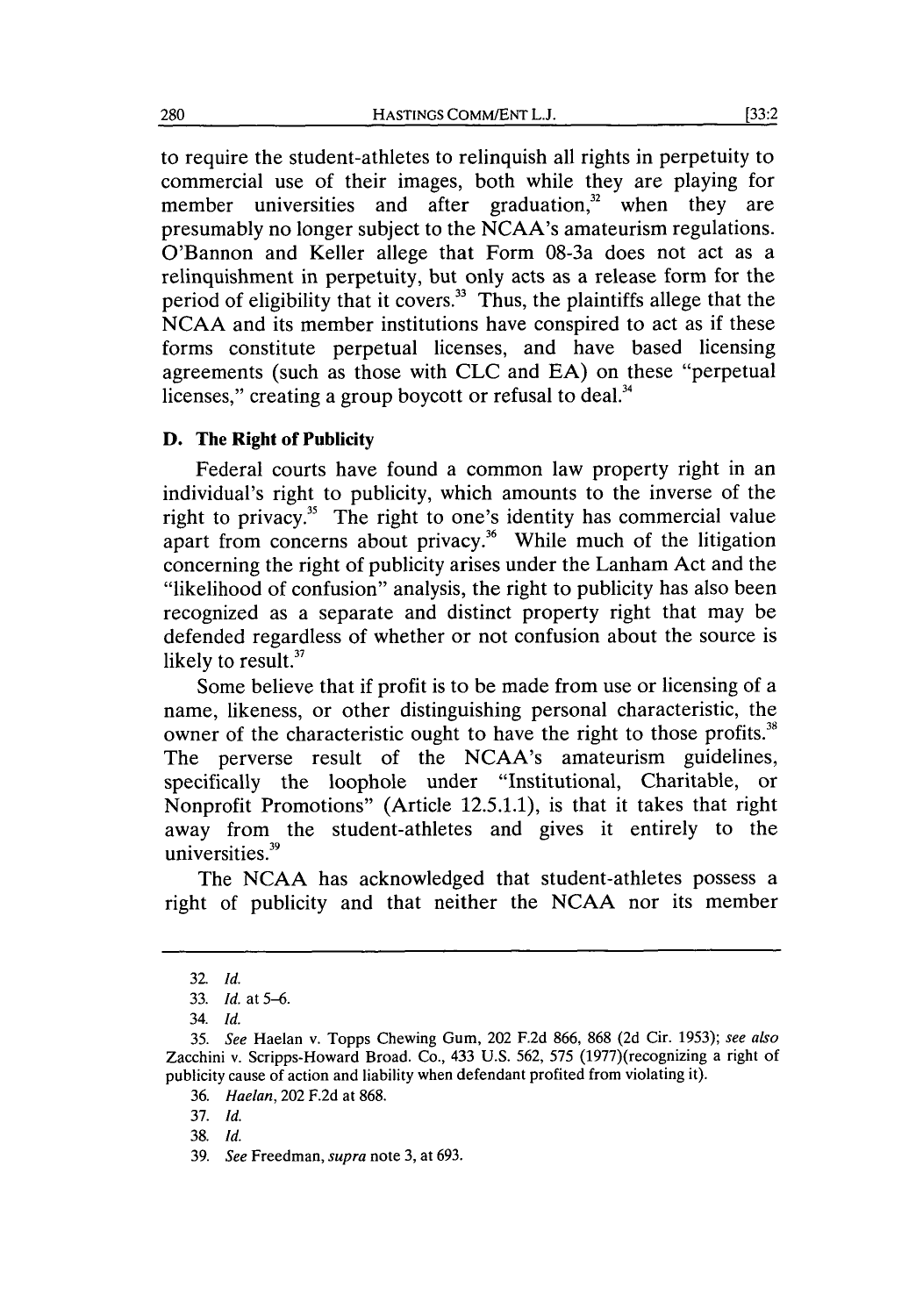to require the student-athletes to relinquish all rights in perpetuity to commercial use of their images, both while they are playing for member universities and after graduation,[32] when they are presumably no longer subject to the NCAA's amateurism regulations. O'Bannon and Keller allege that Form 08-3a does not act as a relinquishment in perpetuity, but only acts as a release form for the period of eligibility that it covers.[33] Thus, the plaintiffs allege that the NCAA and its member institutions have conspired to act as if these forms constitute perpetual licenses, and have based licensing agreements (such as those with CLC and EA) on these "perpetual licenses," creating a group boycott or refusal to deal.[34]

### D. The Right of Publicity

Federal courts have found a common law property right in an individual's right to publicity, which amounts to the inverse of the right to privacy.[35] The right to one's identity has commercial value apart from concerns about privacy.[36] While much of the litigation concerning the right of publicity arises under the Lanham Act and the "likelihood of confusion" analysis, the right to publicity has also been recognized as a separate and distinct property right that may be defended regardless of whether or not confusion about the source is likely to result.[37]

Some believe that if profit is to be made from use or licensing of a name, likeness, or other distinguishing personal characteristic, the owner of the characteristic ought to have the right to those profits.[38] The perverse result of the NCAA's amateurism guidelines, specifically the loophole under "Institutional, Charitable, or Nonprofit Promotions" (Article 12.5.1.1), is that it takes that right away from the student-athletes and gives it entirely to the universities.[39]

The NCAA has acknowledged that student-athletes possess a right of publicity and that neither the NCAA nor its member

---

32. *Id.*

33. *Id.* at 5–6.

34. *Id.*

35. *See* Haelan v. Topps Chewing Gum, 202 F.2d 866, 868 (2d Cir. 1953); *see also* Zacchini v. Scripps-Howard Broad. Co., 433 U.S. 562, 575 (1977)(recognizing a right of publicity cause of action and liability when defendant profited from violating it).

36. *Haelan*, 202 F.2d at 868.

37. *Id.*

38. *Id.*

39. *See* Freedman, *supra* note 3, at 693.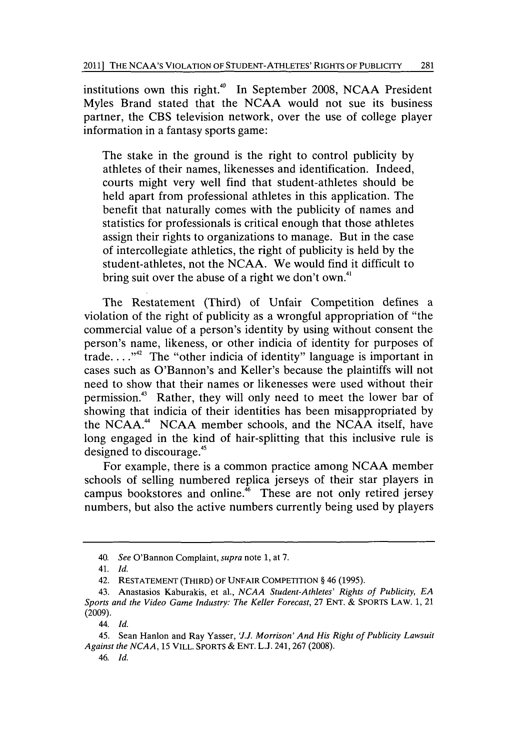institutions own this right.[40] In September 2008, NCAA President Myles Brand stated that the NCAA would not sue its business partner, the CBS television network, over the use of college player information in a fantasy sports game:

> The stake in the ground is the right to control publicity by athletes of their names, likenesses and identification. Indeed, courts might very well find that student-athletes should be held apart from professional athletes in this application. The benefit that naturally comes with the publicity of names and statistics for professionals is critical enough that those athletes assign their rights to organizations to manage. But in the case of intercollegiate athletics, the right of publicity is held by the student-athletes, not the NCAA. We would find it difficult to bring suit over the abuse of a right we don't own.[41]

The Restatement (Third) of Unfair Competition defines a violation of the right of publicity as a wrongful appropriation of "the commercial value of a person's identity by using without consent the person's name, likeness, or other indicia of identity for purposes of trade. . . ."[42] The "other indicia of identity" language is important in cases such as O'Bannon's and Keller's because the plaintiffs will not need to show that their names or likenesses were used without their permission.[43] Rather, they will only need to meet the lower bar of showing that indicia of their identities has been misappropriated by the NCAA.[44] NCAA member schools, and the NCAA itself, have long engaged in the kind of hair-splitting that this inclusive rule is designed to discourage.[45]

For example, there is a common practice among NCAA member schools of selling numbered replica jerseys of their star players in campus bookstores and online.[46] These are not only retired jersey numbers, but also the active numbers currently being used by players

---

40. *See* O'Bannon Complaint, *supra* note 1, at 7.

41. *Id.*

42. RESTATEMENT (THIRD) OF UNFAIR COMPETITION § 46 (1995).

43. Anastasios Kaburakis, et al., *NCAA Student-Athletes' Rights of Publicity, EA Sports and the Video Game Industry: The Keller Forecast*, 27 ENT. & SPORTS LAW. 1, 21 (2009).

44. *Id.*

45. Sean Hanlon and Ray Yasser, *'J.J. Morrison' And His Right of Publicity Lawsuit Against the NCAA*, 15 VILL. SPORTS & ENT. L.J. 241, 267 (2008).

46. *Id.*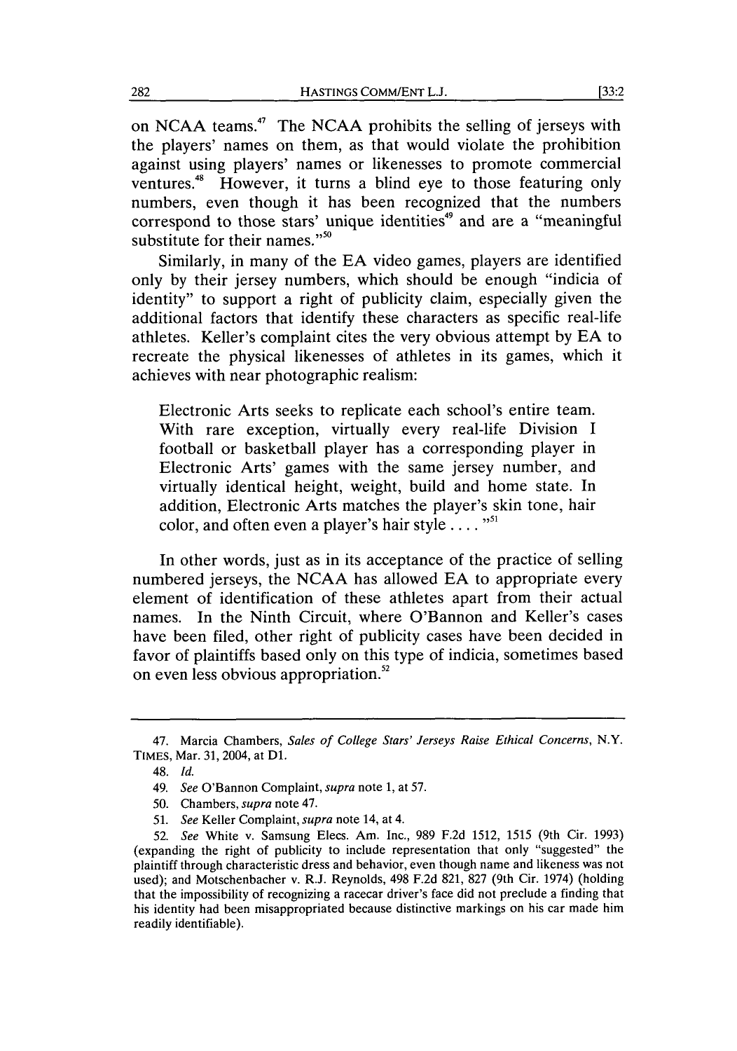on NCAA teams.[47] The NCAA prohibits the selling of jerseys with the players' names on them, as that would violate the prohibition against using players' names or likenesses to promote commercial ventures.[48] However, it turns a blind eye to those featuring only numbers, even though it has been recognized that the numbers correspond to those stars' unique identities[49] and are a "meaningful substitute for their names."[50]

Similarly, in many of the EA video games, players are identified only by their jersey numbers, which should be enough "indicia of identity" to support a right of publicity claim, especially given the additional factors that identify these characters as specific real-life athletes. Keller's complaint cites the very obvious attempt by EA to recreate the physical likenesses of athletes in its games, which it achieves with near photographic realism:

> Electronic Arts seeks to replicate each school's entire team. With rare exception, virtually every real-life Division I football or basketball player has a corresponding player in Electronic Arts' games with the same jersey number, and virtually identical height, weight, build and home state. In addition, Electronic Arts matches the player's skin tone, hair color, and often even a player's hair style . . . ."[51]

In other words, just as in its acceptance of the practice of selling numbered jerseys, the NCAA has allowed EA to appropriate every element of identification of these athletes apart from their actual names. In the Ninth Circuit, where O'Bannon and Keller's cases have been filed, other right of publicity cases have been decided in favor of plaintiffs based only on this type of indicia, sometimes based on even less obvious appropriation.[52]

---

47. Marcia Chambers, *Sales of College Stars' Jerseys Raise Ethical Concerns*, N.Y. TIMES, Mar. 31, 2004, at D1.

48. *Id.*

49. *See* O'Bannon Complaint, *supra* note 1, at 57.

50. Chambers, *supra* note 47.

51. *See* Keller Complaint, *supra* note 14, at 4.

52. *See* White v. Samsung Elecs. Am. Inc., 989 F.2d 1512, 1515 (9th Cir. 1993) (expanding the right of publicity to include representation that only "suggested" the plaintiff through characteristic dress and behavior, even though name and likeness was not used); and Motschenbacher v. R.J. Reynolds, 498 F.2d 821, 827 (9th Cir. 1974) (holding that the impossibility of recognizing a racecar driver's face did not preclude a finding that his identity had been misappropriated because distinctive markings on his car made him readily identifiable).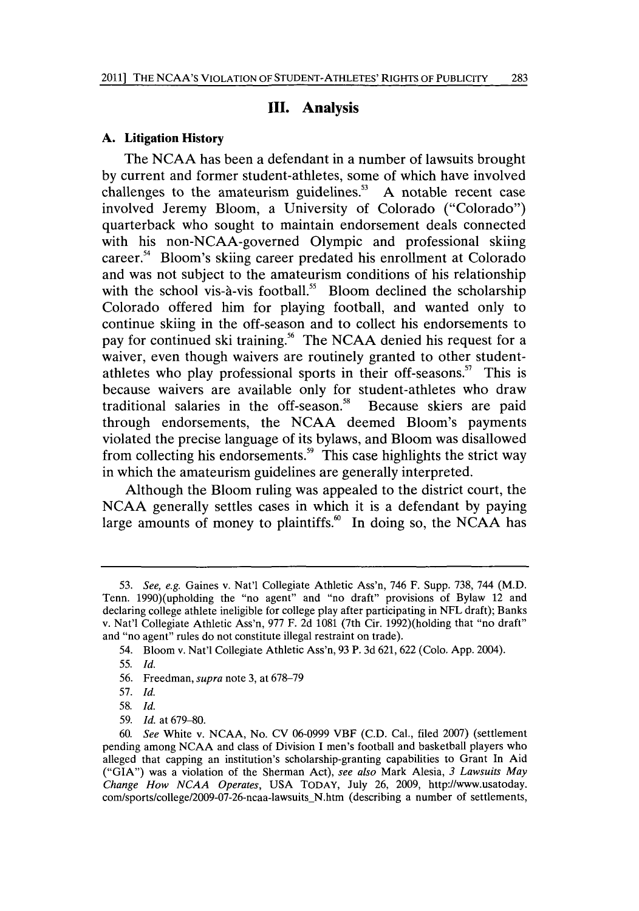## III. Analysis

### A. Litigation History

The NCAA has been a defendant in a number of lawsuits brought by current and former student-athletes, some of which have involved challenges to the amateurism guidelines.[53] A notable recent case involved Jeremy Bloom, a University of Colorado ("Colorado") quarterback who sought to maintain endorsement deals connected with his non-NCAA-governed Olympic and professional skiing career.[54] Bloom's skiing career predated his enrollment at Colorado and was not subject to the amateurism conditions of his relationship with the school vis-à-vis football.[55] Bloom declined the scholarship Colorado offered him for playing football, and wanted only to continue skiing in the off-season and to collect his endorsements to pay for continued ski training.[56] The NCAA denied his request for a waiver, even though waivers are routinely granted to other student-athletes who play professional sports in their off-seasons.[57] This is because waivers are available only for student-athletes who draw traditional salaries in the off-season.[58] Because skiers are paid through endorsements, the NCAA deemed Bloom's payments violated the precise language of its bylaws, and Bloom was disallowed from collecting his endorsements.[59] This case highlights the strict way in which the amateurism guidelines are generally interpreted.

Although the Bloom ruling was appealed to the district court, the NCAA generally settles cases in which it is a defendant by paying large amounts of money to plaintiffs.[60] In doing so, the NCAA has

---

53. *See, e.g.* Gaines v. Nat'l Collegiate Athletic Ass'n, 746 F. Supp. 738, 744 (M.D. Tenn. 1990)(upholding the "no agent" and "no draft" provisions of Bylaw 12 and declaring college athlete ineligible for college play after participating in NFL draft); Banks v. Nat'l Collegiate Athletic Ass'n, 977 F. 2d 1081 (7th Cir. 1992)(holding that "no draft" and "no agent" rules do not constitute illegal restraint on trade).

54. Bloom v. Nat'l Collegiate Athletic Ass'n, 93 P. 3d 621, 622 (Colo. App. 2004).

55. *Id.*

56. Freedman, *supra* note 3, at 678–79

57. *Id.*

58. *Id.*

59. *Id.* at 679–80.

60. *See* White v. NCAA, No. CV 06-0999 VBF (C.D. Cal., filed 2007) (settlement pending among NCAA and class of Division I men's football and basketball players who alleged that capping an institution's scholarship-granting capabilities to Grant In Aid ("GIA") was a violation of the Sherman Act), *see also* Mark Alesia, *3 Lawsuits May Change How NCAA Operates*, USA TODAY, July 26, 2009, http://www.usatoday.com/sports/college/2009-07-26-ncaa-lawsuits_N.htm (describing a number of settlements,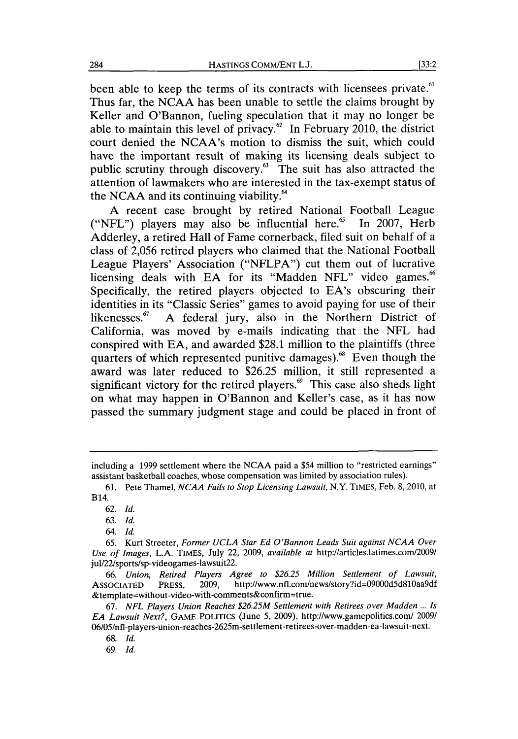been able to keep the terms of its contracts with licensees private.[61] Thus far, the NCAA has been unable to settle the claims brought by Keller and O'Bannon, fueling speculation that it may no longer be able to maintain this level of privacy.[62] In February 2010, the district court denied the NCAA's motion to dismiss the suit, which could have the important result of making its licensing deals subject to public scrutiny through discovery.[63] The suit has also attracted the attention of lawmakers who are interested in the tax-exempt status of the NCAA and its continuing viability.[64]

A recent case brought by retired National Football League ("NFL") players may also be influential here.[65] In 2007, Herb Adderley, a retired Hall of Fame cornerback, filed suit on behalf of a class of 2,056 retired players who claimed that the National Football League Players' Association ("NFLPA") cut them out of lucrative licensing deals with EA for its "Madden NFL" video games.[66] Specifically, the retired players objected to EA's obscuring their identities in its "Classic Series" games to avoid paying for use of their likenesses.[67] A federal jury, also in the Northern District of California, was moved by e-mails indicating that the NFL had conspired with EA, and awarded $28.1 million to the plaintiffs (three quarters of which represented punitive damages).[68] Even though the award was later reduced to $26.25 million, it still represented a significant victory for the retired players.[69] This case also sheds light on what may happen in O'Bannon and Keller's case, as it has now passed the summary judgment stage and could be placed in front of

---

including a 1999 settlement where the NCAA paid a $54 million to "restricted earnings" assistant basketball coaches, whose compensation was limited by association rules).

61. Pete Thamel, *NCAA Fails to Stop Licensing Lawsuit*, N.Y. TIMES, Feb. 8, 2010, at B14.

62. *Id.*

63. *Id.*

64. *Id.*

65. Kurt Streeter, *Former UCLA Star Ed O'Bannon Leads Suit against NCAA Over Use of Images*, L.A. TIMES, July 22, 2009, *available at* http://articles.latimes.com/2009/jul/22/sports/sp-videogames-lawsuit22.

66. *Union, Retired Players Agree to $26.25 Million Settlement of Lawsuit*, ASSOCIATED PRESS, 2009, http://www.nfl.com/news/story?id=09000d5d810aa9df&template=without-video-with-comments&confirm=true.

67. *NFL Players Union Reaches $26.25M Settlement with Retirees over Madden ... Is EA Lawsuit Next?*, GAME POLITICS (June 5, 2009), http://www.gamepolitics.com/2009/06/05/nfl-players-union-reaches-2625m-settlement-retirees-over-madden-ea-lawsuit-next.

68. *Id.*

69. *Id.*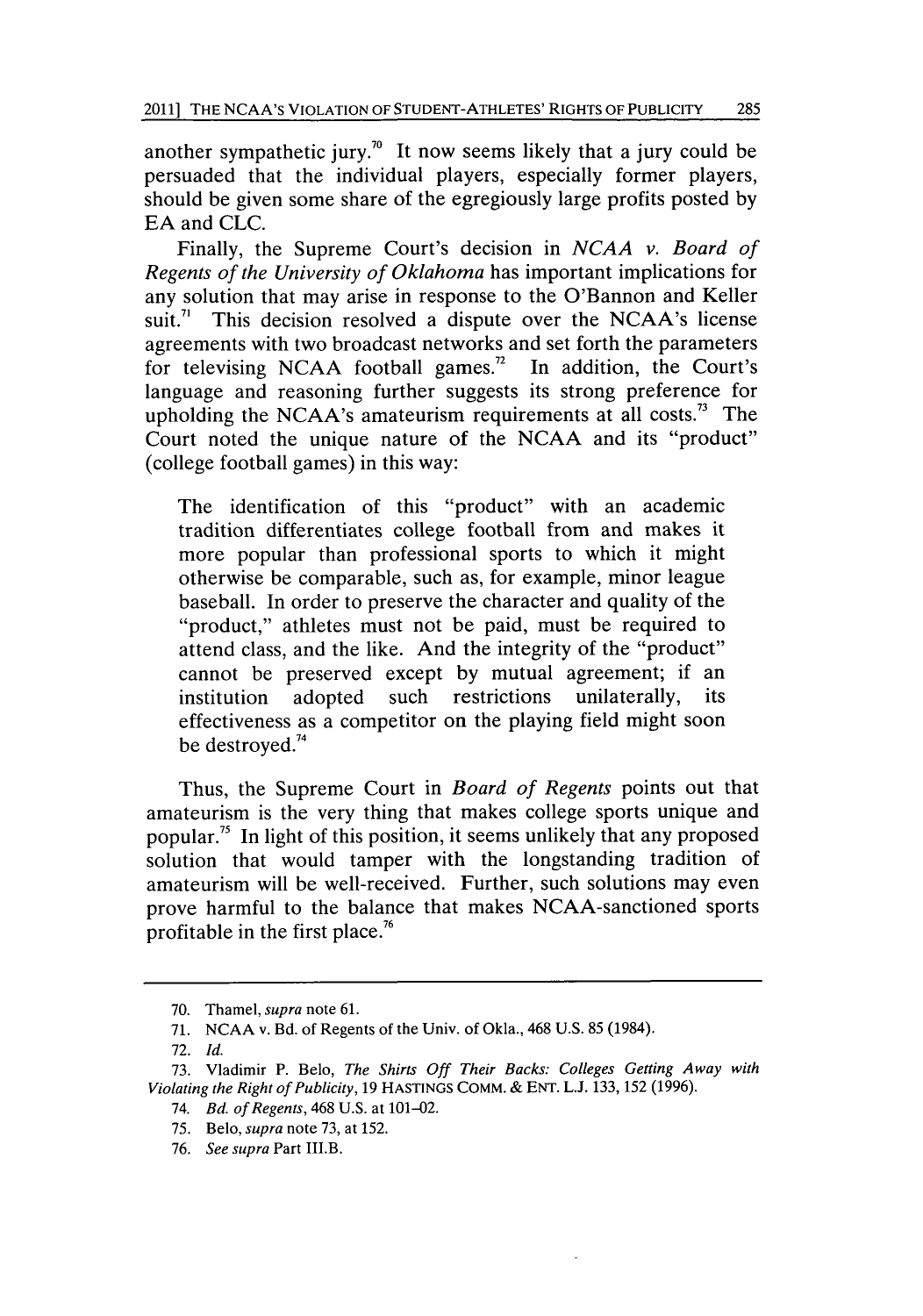another sympathetic jury.[70] It now seems likely that a jury could be persuaded that the individual players, especially former players, should be given some share of the egregiously large profits posted by EA and CLC.

Finally, the Supreme Court's decision in *NCAA v. Board of Regents of the University of Oklahoma* has important implications for any solution that may arise in response to the O'Bannon and Keller suit.[71] This decision resolved a dispute over the NCAA's license agreements with two broadcast networks and set forth the parameters for televising NCAA football games.[72] In addition, the Court's language and reasoning further suggests its strong preference for upholding the NCAA's amateurism requirements at all costs.[73] The Court noted the unique nature of the NCAA and its "product" (college football games) in this way:

> The identification of this "product" with an academic tradition differentiates college football from and makes it more popular than professional sports to which it might otherwise be comparable, such as, for example, minor league baseball. In order to preserve the character and quality of the "product," athletes must not be paid, must be required to attend class, and the like. And the integrity of the "product" cannot be preserved except by mutual agreement; if an institution adopted such restrictions unilaterally, its effectiveness as a competitor on the playing field might soon be destroyed.[74]

Thus, the Supreme Court in *Board of Regents* points out that amateurism is the very thing that makes college sports unique and popular.[75] In light of this position, it seems unlikely that any proposed solution that would tamper with the longstanding tradition of amateurism will be well-received. Further, such solutions may even prove harmful to the balance that makes NCAA-sanctioned sports profitable in the first place.[76]

---

70. Thamel, *supra* note 61.

71. NCAA v. Bd. of Regents of the Univ. of Okla., 468 U.S. 85 (1984).

72. *Id.*

73. Vladimir P. Belo, *The Shirts Off Their Backs: Colleges Getting Away with Violating the Right of Publicity*, 19 HASTINGS COMM. & ENT. L.J. 133, 152 (1996).

74. *Bd. of Regents*, 468 U.S. at 101–02.

75. Belo, *supra* note 73, at 152.

76. *See supra* Part III.B.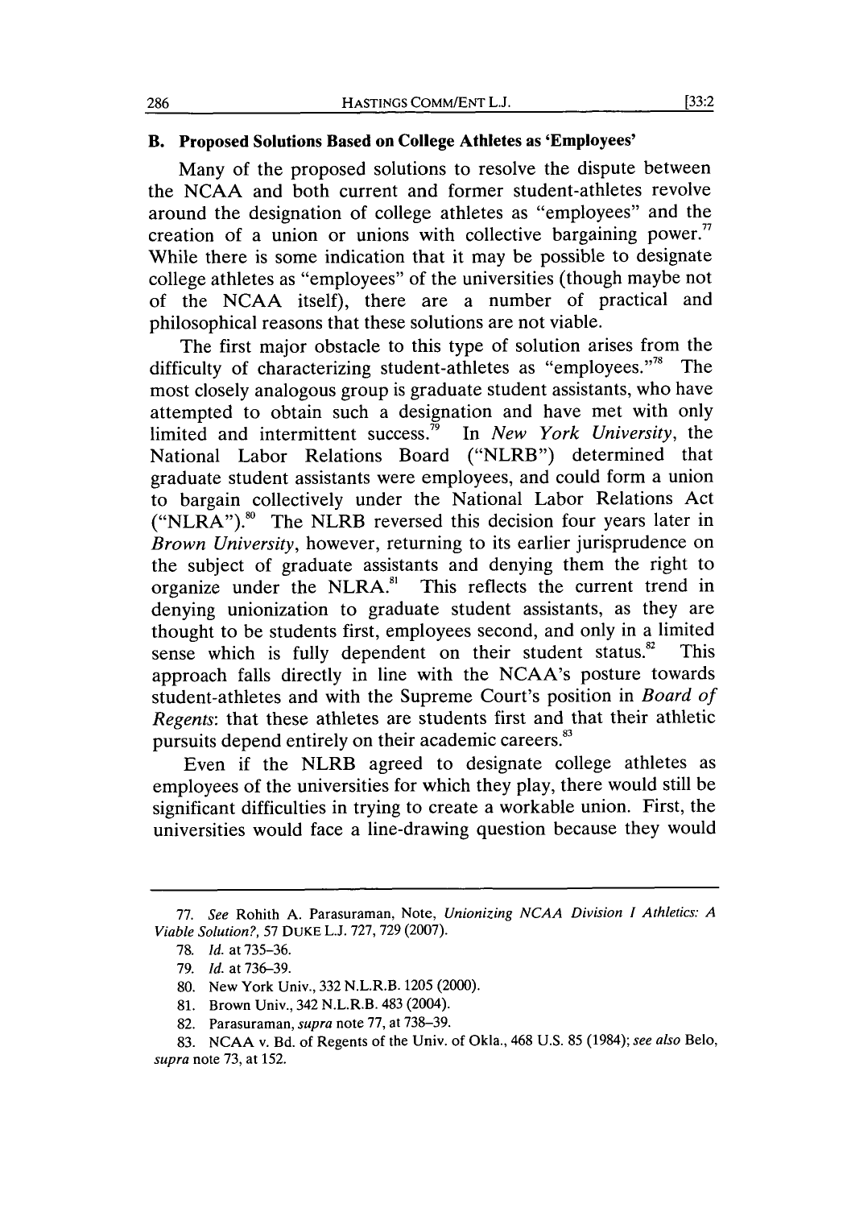### B. Proposed Solutions Based on College Athletes as 'Employees'

Many of the proposed solutions to resolve the dispute between the NCAA and both current and former student-athletes revolve around the designation of college athletes as "employees" and the creation of a union or unions with collective bargaining power.[77] While there is some indication that it may be possible to designate college athletes as "employees" of the universities (though maybe not of the NCAA itself), there are a number of practical and philosophical reasons that these solutions are not viable.

The first major obstacle to this type of solution arises from the difficulty of characterizing student-athletes as "employees."[78] The most closely analogous group is graduate student assistants, who have attempted to obtain such a designation and have met with only limited and intermittent success.[79] In *New York University*, the National Labor Relations Board ("NLRB") determined that graduate student assistants were employees, and could form a union to bargain collectively under the National Labor Relations Act ("NLRA").[80] The NLRB reversed this decision four years later in *Brown University*, however, returning to its earlier jurisprudence on the subject of graduate assistants and denying them the right to organize under the NLRA.[81] This reflects the current trend in denying unionization to graduate student assistants, as they are thought to be students first, employees second, and only in a limited sense which is fully dependent on their student status.[82] This approach falls directly in line with the NCAA's posture towards student-athletes and with the Supreme Court's position in *Board of Regents*: that these athletes are students first and that their athletic pursuits depend entirely on their academic careers.[83]

Even if the NLRB agreed to designate college athletes as employees of the universities for which they play, there would still be significant difficulties in trying to create a workable union. First, the universities would face a line-drawing question because they would

---

77. *See* Rohith A. Parasuraman, Note, *Unionizing NCAA Division I Athletics: A Viable Solution?*, 57 DUKE L.J. 727, 729 (2007).

78. *Id.* at 735–36.

79. *Id.* at 736–39.

80. New York Univ., 332 N.L.R.B. 1205 (2000).

81. Brown Univ., 342 N.L.R.B. 483 (2004).

82. Parasuraman, *supra* note 77, at 738–39.

83. NCAA v. Bd. of Regents of the Univ. of Okla., 468 U.S. 85 (1984); *see also* Belo, *supra* note 73, at 152.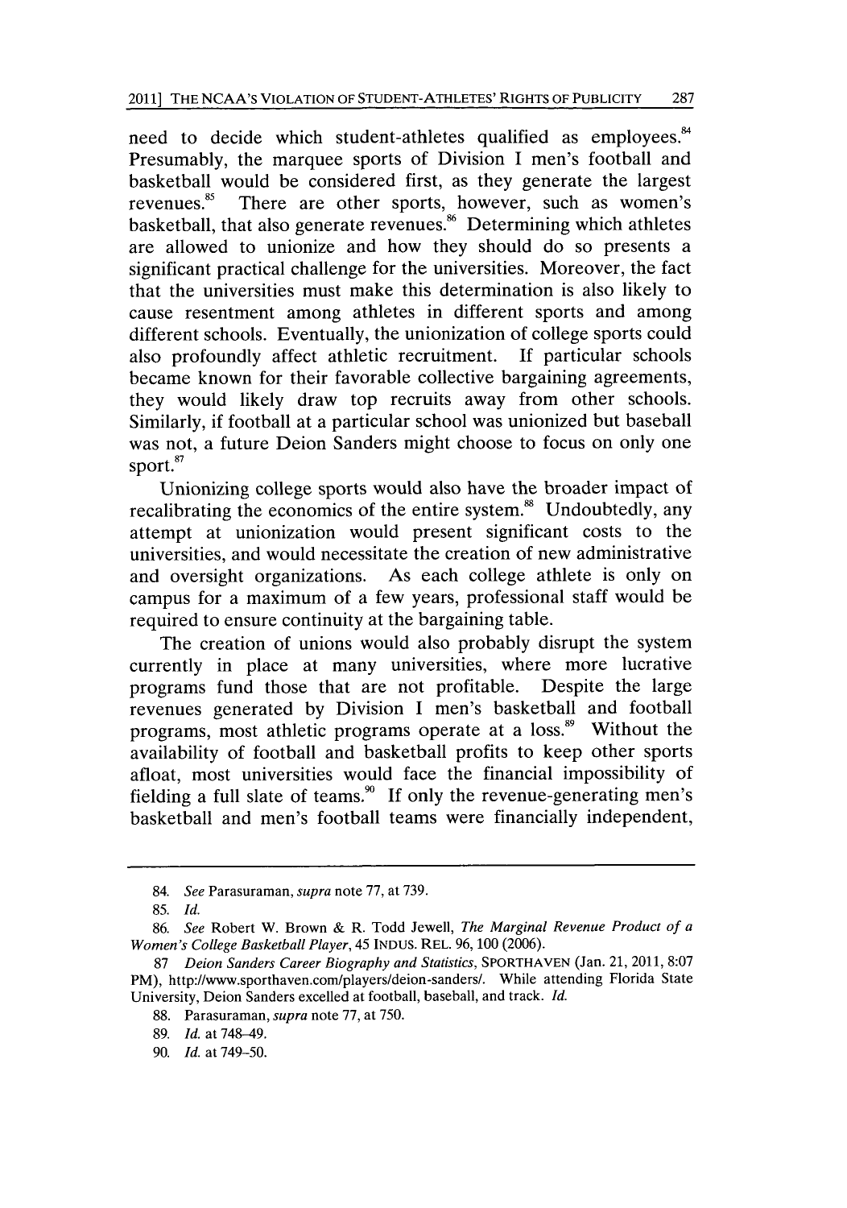need to decide which student-athletes qualified as employees.[84] Presumably, the marquee sports of Division I men's football and basketball would be considered first, as they generate the largest revenues.[85] There are other sports, however, such as women's basketball, that also generate revenues.[86] Determining which athletes are allowed to unionize and how they should do so presents a significant practical challenge for the universities. Moreover, the fact that the universities must make this determination is also likely to cause resentment among athletes in different sports and among different schools. Eventually, the unionization of college sports could also profoundly affect athletic recruitment. If particular schools became known for their favorable collective bargaining agreements, they would likely draw top recruits away from other schools. Similarly, if football at a particular school was unionized but baseball was not, a future Deion Sanders might choose to focus on only one sport.[87]

Unionizing college sports would also have the broader impact of recalibrating the economics of the entire system.[88] Undoubtedly, any attempt at unionization would present significant costs to the universities, and would necessitate the creation of new administrative and oversight organizations. As each college athlete is only on campus for a maximum of a few years, professional staff would be required to ensure continuity at the bargaining table.

The creation of unions would also probably disrupt the system currently in place at many universities, where more lucrative programs fund those that are not profitable. Despite the large revenues generated by Division I men's basketball and football programs, most athletic programs operate at a loss.[89] Without the availability of football and basketball profits to keep other sports afloat, most universities would face the financial impossibility of fielding a full slate of teams.[90] If only the revenue-generating men's basketball and men's football teams were financially independent,

---

84. *See* Parasuraman, *supra* note 77, at 739.

85. *Id.*

86. *See* Robert W. Brown & R. Todd Jewell, *The Marginal Revenue Product of a Women's College Basketball Player*, 45 INDUS. REL. 96, 100 (2006).

87 *Deion Sanders Career Biography and Statistics*, SPORTHAVEN (Jan. 21, 2011, 8:07 PM), http://www.sporthaven.com/players/deion-sanders/. While attending Florida State University, Deion Sanders excelled at football, baseball, and track. *Id.*

88. Parasuraman, *supra* note 77, at 750.

89. *Id.* at 748–49.

90. *Id.* at 749–50.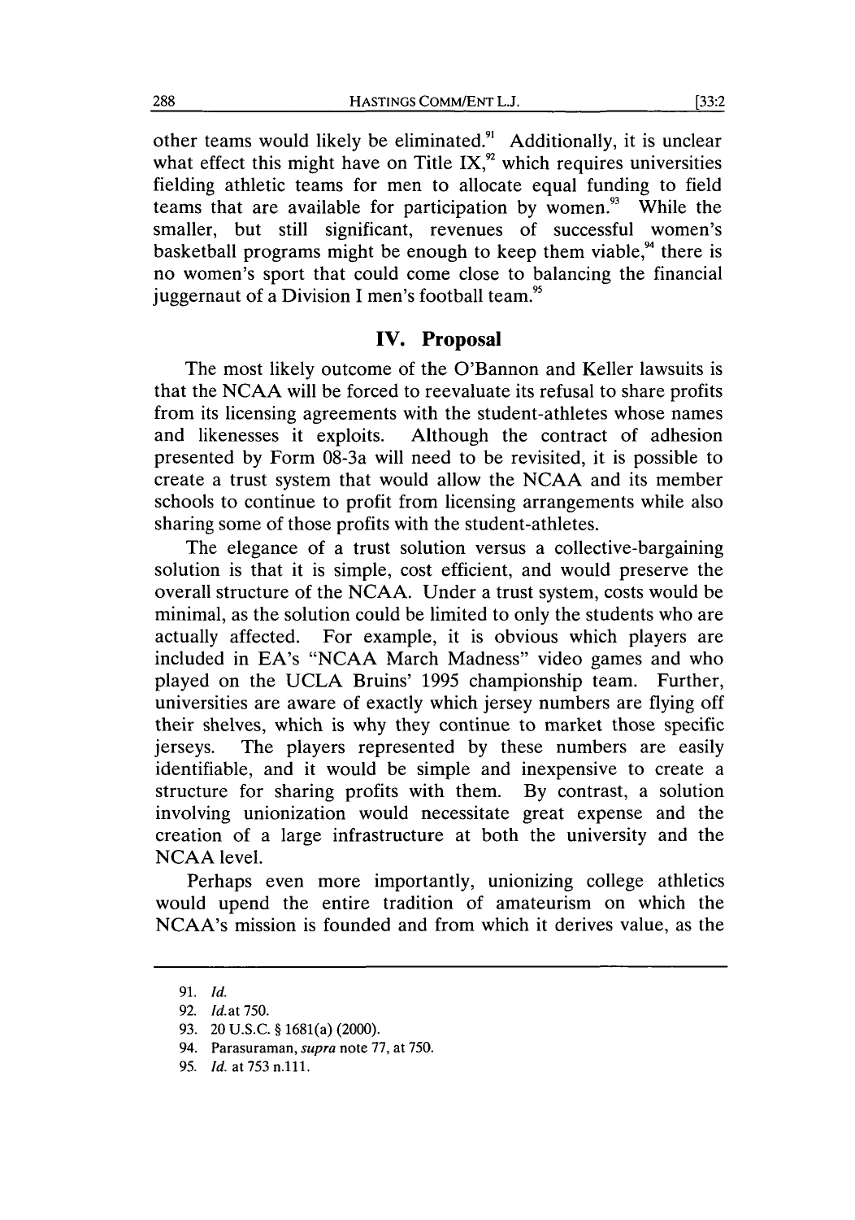other teams would likely be eliminated.[91] Additionally, it is unclear what effect this might have on Title IX,[92] which requires universities fielding athletic teams for men to allocate equal funding to field teams that are available for participation by women.[93] While the smaller, but still significant, revenues of successful women's basketball programs might be enough to keep them viable,[94] there is no women's sport that could come close to balancing the financial juggernaut of a Division I men's football team.[95]

## IV. Proposal

The most likely outcome of the O'Bannon and Keller lawsuits is that the NCAA will be forced to reevaluate its refusal to share profits from its licensing agreements with the student-athletes whose names and likenesses it exploits. Although the contract of adhesion presented by Form 08-3a will need to be revisited, it is possible to create a trust system that would allow the NCAA and its member schools to continue to profit from licensing arrangements while also sharing some of those profits with the student-athletes.

The elegance of a trust solution versus a collective-bargaining solution is that it is simple, cost efficient, and would preserve the overall structure of the NCAA. Under a trust system, costs would be minimal, as the solution could be limited to only the students who are actually affected. For example, it is obvious which players are included in EA's "NCAA March Madness" video games and who played on the UCLA Bruins' 1995 championship team. Further, universities are aware of exactly which jersey numbers are flying off their shelves, which is why they continue to market those specific jerseys. The players represented by these numbers are easily identifiable, and it would be simple and inexpensive to create a structure for sharing profits with them. By contrast, a solution involving unionization would necessitate great expense and the creation of a large infrastructure at both the university and the NCAA level.

Perhaps even more importantly, unionizing college athletics would upend the entire tradition of amateurism on which the NCAA's mission is founded and from which it derives value, as the

---

91. *Id.*
92. *Id.* at 750.
93. 20 U.S.C. § 1681(a) (2000).
94. Parasuraman, *supra* note 77, at 750.
95. *Id.* at 753 n.111.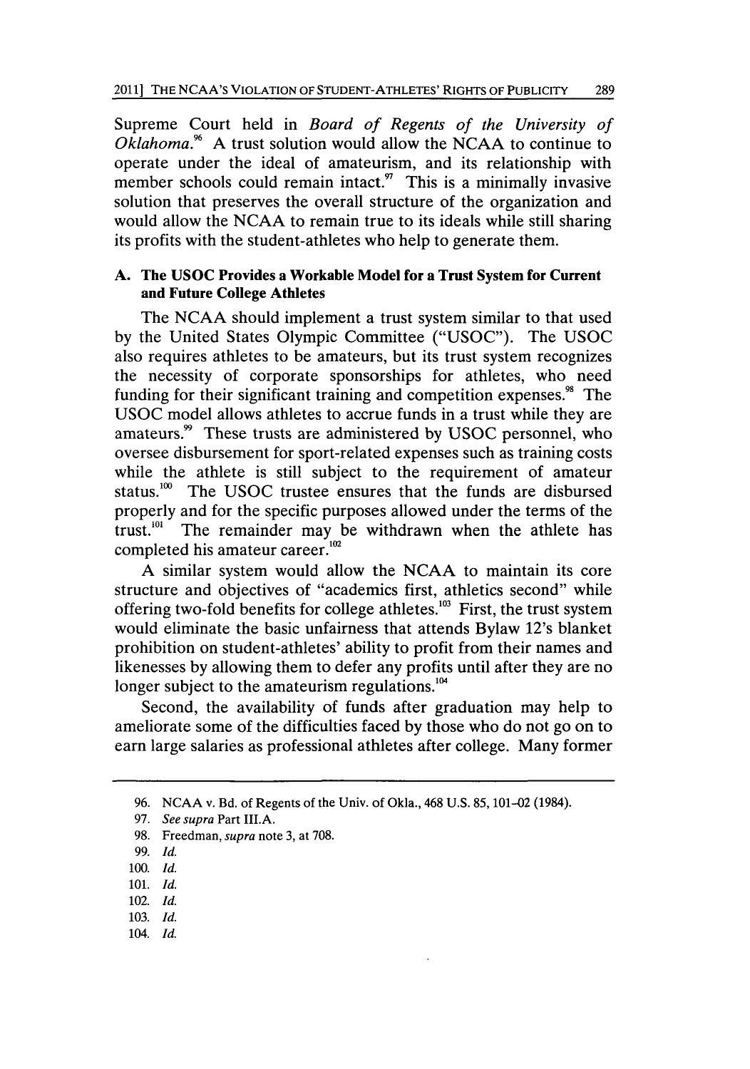Supreme Court held in *Board of Regents of the University of Oklahoma*.[96] A trust solution would allow the NCAA to continue to operate under the ideal of amateurism, and its relationship with member schools could remain intact.[97] This is a minimally invasive solution that preserves the overall structure of the organization and would allow the NCAA to remain true to its ideals while still sharing its profits with the student-athletes who help to generate them.

### A. The USOC Provides a Workable Model for a Trust System for Current and Future College Athletes

The NCAA should implement a trust system similar to that used by the United States Olympic Committee ("USOC"). The USOC also requires athletes to be amateurs, but its trust system recognizes the necessity of corporate sponsorships for athletes, who need funding for their significant training and competition expenses.[98] The USOC model allows athletes to accrue funds in a trust while they are amateurs.[99] These trusts are administered by USOC personnel, who oversee disbursement for sport-related expenses such as training costs while the athlete is still subject to the requirement of amateur status.[100] The USOC trustee ensures that the funds are disbursed properly and for the specific purposes allowed under the terms of the trust.[101] The remainder may be withdrawn when the athlete has completed his amateur career.[102]

A similar system would allow the NCAA to maintain its core structure and objectives of "academics first, athletics second" while offering two-fold benefits for college athletes.[103] First, the trust system would eliminate the basic unfairness that attends Bylaw 12's blanket prohibition on student-athletes' ability to profit from their names and likenesses by allowing them to defer any profits until after they are no longer subject to the amateurism regulations.[104]

Second, the availability of funds after graduation may help to ameliorate some of the difficulties faced by those who do not go on to earn large salaries as professional athletes after college. Many former

---

96. NCAA v. Bd. of Regents of the Univ. of Okla., 468 U.S. 85, 101–02 (1984).

97. *See supra* Part III.A.

98. Freedman, *supra* note 3, at 708.

99. *Id.*

100. *Id.*

101. *Id.*

102. *Id.*

103. *Id.*

104. *Id.*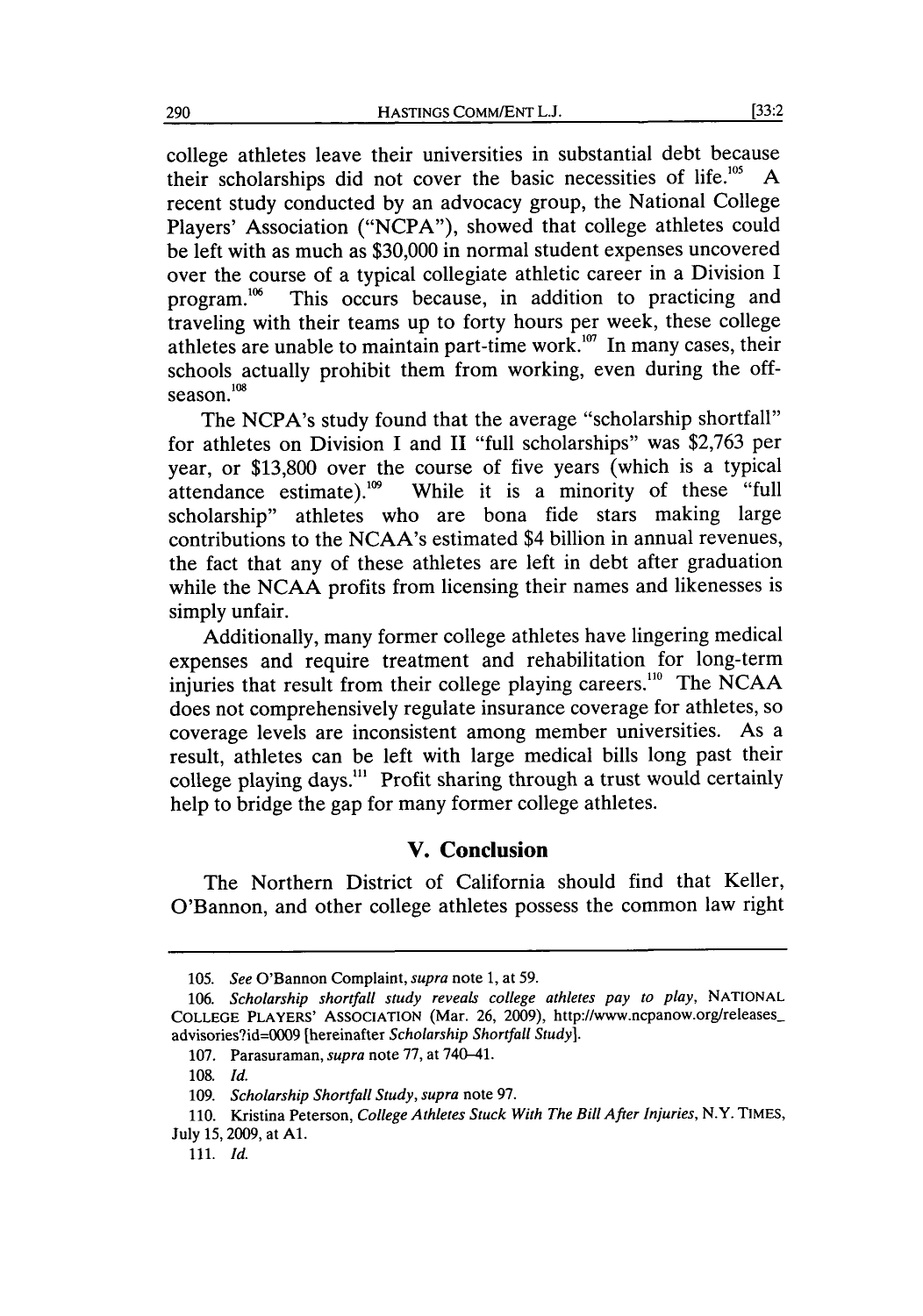college athletes leave their universities in substantial debt because their scholarships did not cover the basic necessities of life.[105] A recent study conducted by an advocacy group, the National College Players' Association ("NCPA"), showed that college athletes could be left with as much as $30,000 in normal student expenses uncovered over the course of a typical collegiate athletic career in a Division I program.[106] This occurs because, in addition to practicing and traveling with their teams up to forty hours per week, these college athletes are unable to maintain part-time work.[107] In many cases, their schools actually prohibit them from working, even during the off-season.[108]

The NCPA's study found that the average "scholarship shortfall" for athletes on Division I and II "full scholarships" was $2,763 per year, or $13,800 over the course of five years (which is a typical attendance estimate).[109] While it is a minority of these "full scholarship" athletes who are bona fide stars making large contributions to the NCAA's estimated $4 billion in annual revenues, the fact that any of these athletes are left in debt after graduation while the NCAA profits from licensing their names and likenesses is simply unfair.

Additionally, many former college athletes have lingering medical expenses and require treatment and rehabilitation for long-term injuries that result from their college playing careers.[110] The NCAA does not comprehensively regulate insurance coverage for athletes, so coverage levels are inconsistent among member universities. As a result, athletes can be left with large medical bills long past their college playing days.[111] Profit sharing through a trust would certainly help to bridge the gap for many former college athletes.

## V. Conclusion

The Northern District of California should find that Keller, O'Bannon, and other college athletes possess the common law right

---

105. *See* O'Bannon Complaint, *supra* note 1, at 59.

106. *Scholarship shortfall study reveals college athletes pay to play*, NATIONAL COLLEGE PLAYERS' ASSOCIATION (Mar. 26, 2009), http://www.ncpanow.org/releases_advisories?id=0009 [hereinafter *Scholarship Shortfall Study*].

107. Parasuraman, *supra* note 77, at 740–41.

108. *Id.*

109. *Scholarship Shortfall Study*, *supra* note 97.

110. Kristina Peterson, *College Athletes Stuck With The Bill After Injuries*, N.Y. TIMES, July 15, 2009, at A1.

111. *Id.*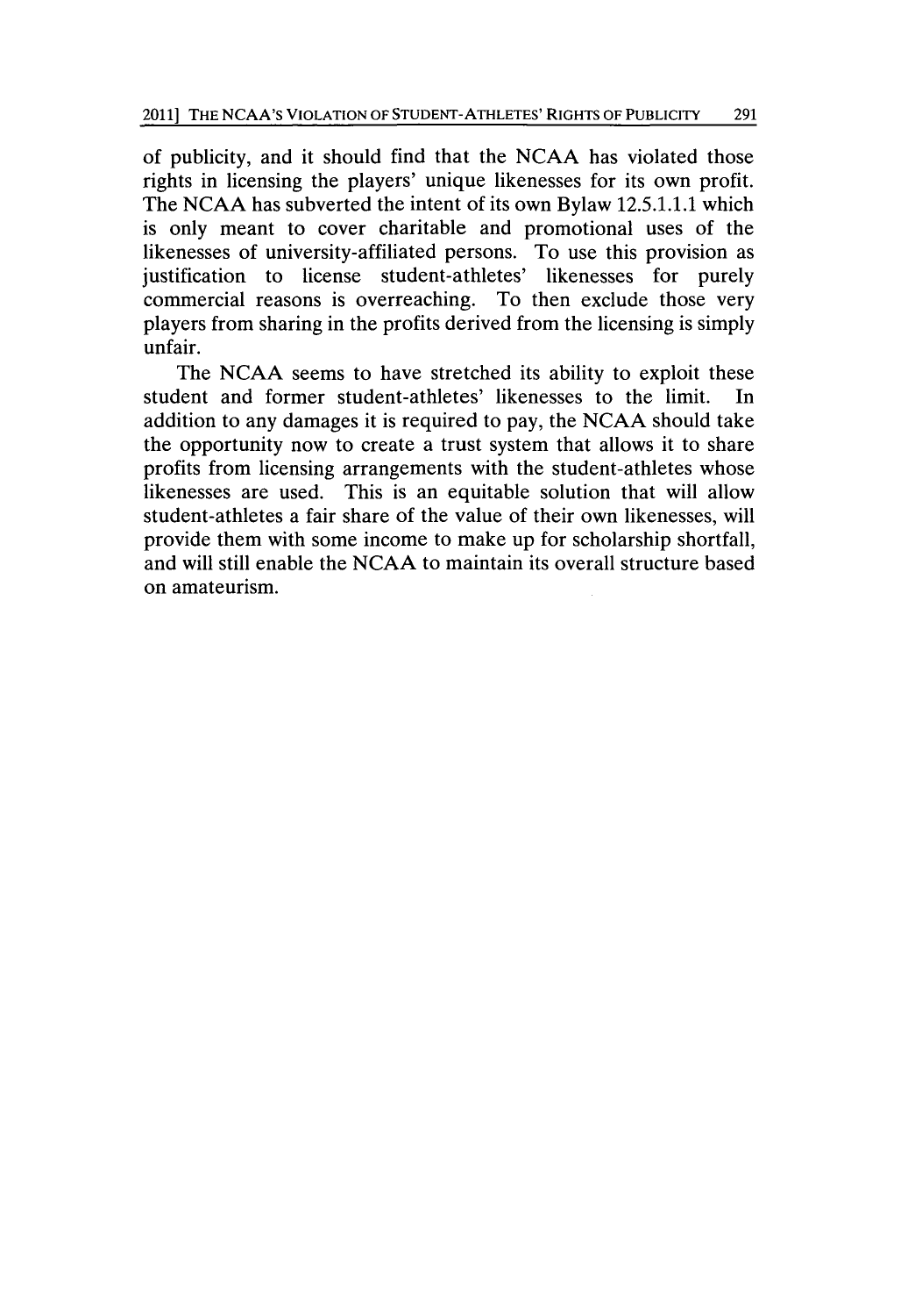of publicity, and it should find that the NCAA has violated those rights in licensing the players' unique likenesses for its own profit. The NCAA has subverted the intent of its own Bylaw 12.5.1.1.1 which is only meant to cover charitable and promotional uses of the likenesses of university-affiliated persons. To use this provision as justification to license student-athletes' likenesses for purely commercial reasons is overreaching. To then exclude those very players from sharing in the profits derived from the licensing is simply unfair.

The NCAA seems to have stretched its ability to exploit these student and former student-athletes' likenesses to the limit. In addition to any damages it is required to pay, the NCAA should take the opportunity now to create a trust system that allows it to share profits from licensing arrangements with the student-athletes whose likenesses are used. This is an equitable solution that will allow student-athletes a fair share of the value of their own likenesses, will provide them with some income to make up for scholarship shortfall, and will still enable the NCAA to maintain its overall structure based on amateurism.